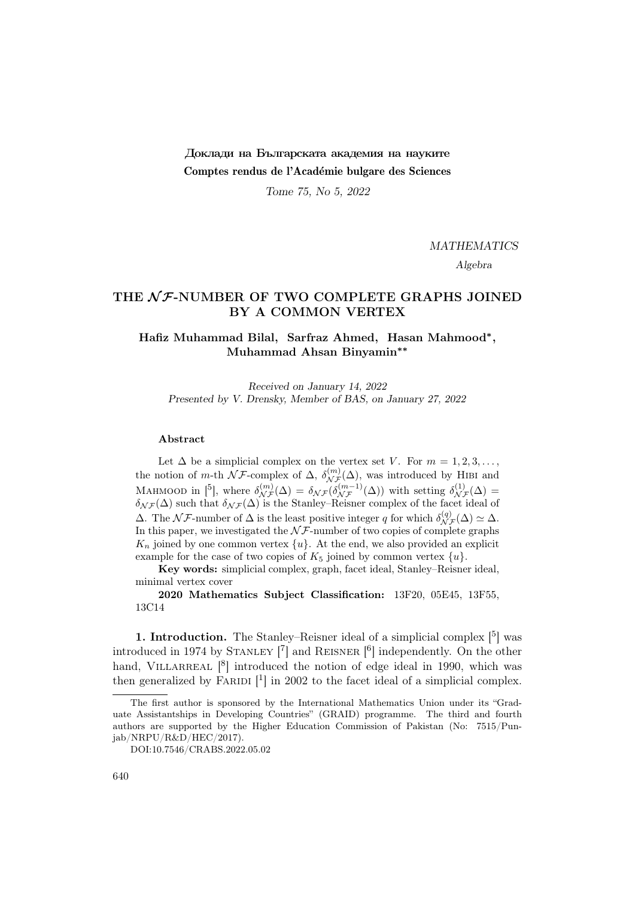Доклади на Българската академия на науките
**Comptes rendus de l'Académie bulgare des Sciences**

*Tome 75, No 5, 2022*

*MATHEMATICS*

*Algebra*

# THE $\mathcal{NF}$-NUMBER OF TWO COMPLETE GRAPHS JOINED BY A COMMON VERTEX

**Hafiz Muhammad Bilal, Sarfraz Ahmed, Hasan Mahmood\*, Muhammad Ahsan Binyamin\*\***

*Received on January 14, 2022*
*Presented by V. Drensky, Member of BAS, on January 27, 2022*

### Abstract

Let $\Delta$ be a simplicial complex on the vertex set $V$. For $m = 1, 2, 3, \dots$, the notion of $m$-th $\mathcal{NF}$-complex of $\Delta$, $\delta_{\mathcal{NF}}^{(m)}(\Delta)$, was introduced by Hibi and Mahmood in [5], where $\delta_{\mathcal{NF}}^{(m)}(\Delta) = \delta_{\mathcal{NF}}(\delta_{\mathcal{NF}}^{(m-1)}(\Delta))$ with setting $\delta_{\mathcal{NF}}^{(1)}(\Delta) = \delta_{\mathcal{NF}}(\Delta)$ such that $\delta_{\mathcal{NF}}(\Delta)$ is the Stanley–Reisner complex of the facet ideal of $\Delta$. The $\mathcal{NF}$-number of $\Delta$ is the least positive integer $q$ for which $\delta_{\mathcal{NF}}^{(q)}(\Delta) \simeq \Delta$. In this paper, we investigated the $\mathcal{NF}$-number of two copies of complete graphs $K_n$ joined by one common vertex $\{u\}$. At the end, we also provided an explicit example for the case of two copies of $K_5$ joined by common vertex $\{u\}$.

**Key words:** simplicial complex, graph, facet ideal, Stanley–Reisner ideal, minimal vertex cover

**2020 Mathematics Subject Classification:** 13F20, 05E45, 13F55, 13C14

**1. Introduction.** The Stanley–Reisner ideal of a simplicial complex [5] was introduced in 1974 by Stanley [7] and Reisner [6] independently. On the other hand, Villarreal [8] introduced the notion of edge ideal in 1990, which was then generalized by Faridi [1] in 2002 to the facet ideal of a simplicial complex.

---

The first author is sponsored by the International Mathematics Union under its "Graduate Assistantships in Developing Countries" (GRAID) programme. The third and fourth authors are supported by the Higher Education Commission of Pakistan (No: 7515/Punjab/NRPU/R&D/HEC/2017).

DOI:10.7546/CRABS.2022.05.02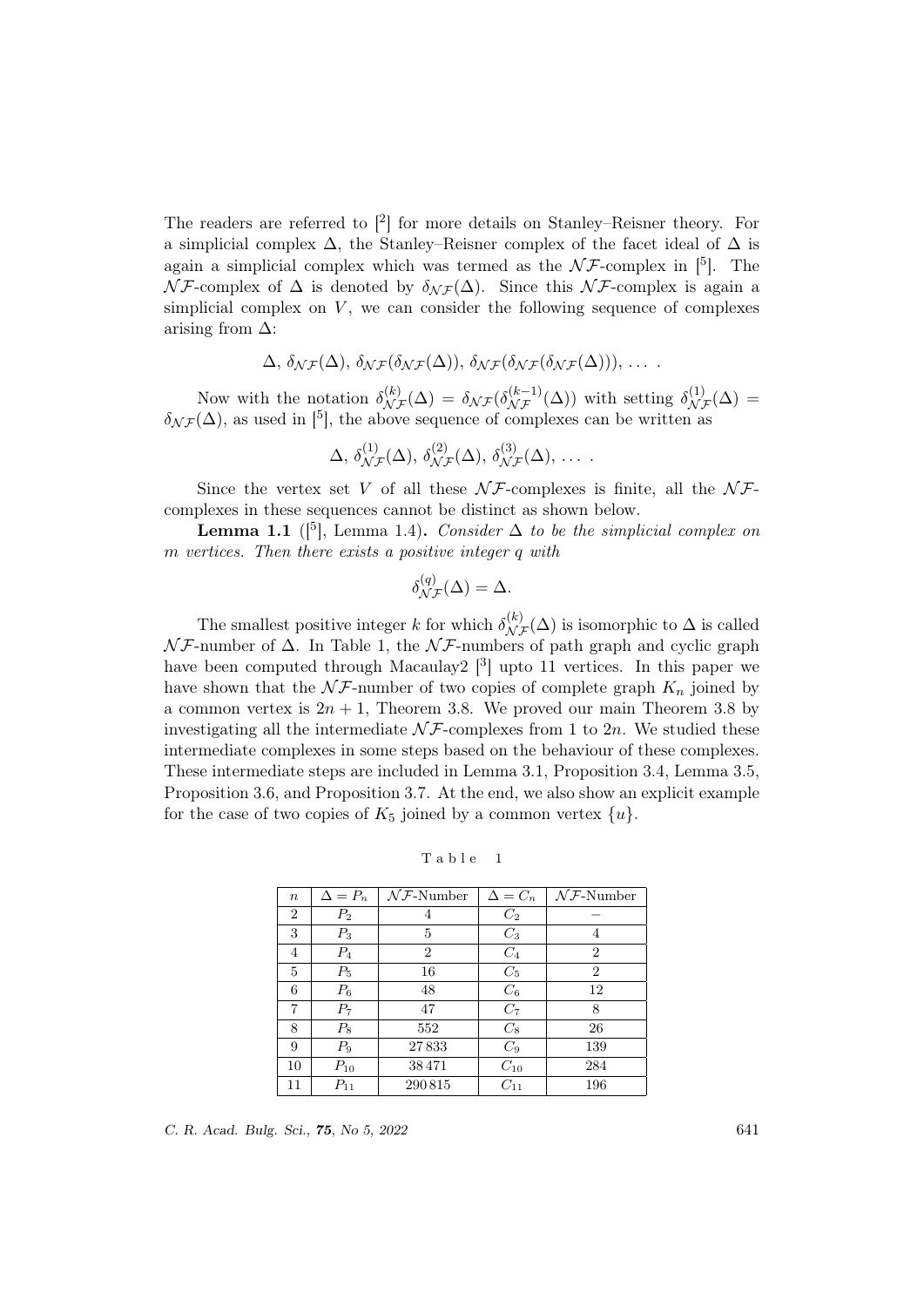The readers are referred to [2] for more details on Stanley–Reisner theory. For a simplicial complex $\Delta$, the Stanley–Reisner complex of the facet ideal of $\Delta$ is again a simplicial complex which was termed as the $\mathcal{NF}$-complex in [5]. The $\mathcal{NF}$-complex of $\Delta$ is denoted by $\delta_{\mathcal{NF}}(\Delta)$. Since this $\mathcal{NF}$-complex is again a simplicial complex on $V$, we can consider the following sequence of complexes arising from $\Delta$:

$$\Delta,\, \delta_{\mathcal{NF}}(\Delta),\, \delta_{\mathcal{NF}}(\delta_{\mathcal{NF}}(\Delta)),\, \delta_{\mathcal{NF}}(\delta_{\mathcal{NF}}(\delta_{\mathcal{NF}}(\Delta))),\, \dots\, .$$

Now with the notation $\delta^{(k)}_{\mathcal{NF}}(\Delta) = \delta_{\mathcal{NF}}(\delta^{(k-1)}_{\mathcal{NF}}(\Delta))$ with setting $\delta^{(1)}_{\mathcal{NF}}(\Delta) = \delta_{\mathcal{NF}}(\Delta)$, as used in [5], the above sequence of complexes can be written as

$$\Delta,\, \delta^{(1)}_{\mathcal{NF}}(\Delta),\, \delta^{(2)}_{\mathcal{NF}}(\Delta),\, \delta^{(3)}_{\mathcal{NF}}(\Delta),\, \dots\, .$$

Since the vertex set $V$ of all these $\mathcal{NF}$-complexes is finite, all the $\mathcal{NF}$-complexes in these sequences cannot be distinct as shown below.

**Lemma 1.1** ([5], Lemma 1.4)**.** *Consider $\Delta$ to be the simplicial complex on $m$ vertices. Then there exists a positive integer $q$ with*

$$\delta^{(q)}_{\mathcal{NF}}(\Delta) = \Delta.$$

The smallest positive integer $k$ for which $\delta^{(k)}_{\mathcal{NF}}(\Delta)$ is isomorphic to $\Delta$ is called $\mathcal{NF}$-number of $\Delta$. In Table 1, the $\mathcal{NF}$-numbers of path graph and cyclic graph have been computed through Macaulay2 [3] upto 11 vertices. In this paper we have shown that the $\mathcal{NF}$-number of two copies of complete graph $K_n$ joined by a common vertex is $2n+1$, Theorem 3.8. We proved our main Theorem 3.8 by investigating all the intermediate $\mathcal{NF}$-complexes from 1 to $2n$. We studied these intermediate complexes in some steps based on the behaviour of these complexes. These intermediate steps are included in Lemma 3.1, Proposition 3.4, Lemma 3.5, Proposition 3.6, and Proposition 3.7. At the end, we also show an explicit example for the case of two copies of $K_5$ joined by a common vertex $\{u\}$.

Table 1

| $n$ | $\Delta = P_n$ | $\mathcal{NF}$-Number | $\Delta = C_n$ | $\mathcal{NF}$-Number |
|---|---|---|---|---|
| 2 | $P_2$ | 4 | $C_2$ | – |
| 3 | $P_3$ | 5 | $C_3$ | 4 |
| 4 | $P_4$ | 2 | $C_4$ | 2 |
| 5 | $P_5$ | 16 | $C_5$ | 2 |
| 6 | $P_6$ | 48 | $C_6$ | 12 |
| 7 | $P_7$ | 47 | $C_7$ | 8 |
| 8 | $P_8$ | 552 | $C_8$ | 26 |
| 9 | $P_9$ | 27 833 | $C_9$ | 139 |
| 10 | $P_{10}$ | 38 471 | $C_{10}$ | 284 |
| 11 | $P_{11}$ | 290 815 | $C_{11}$ | 196 |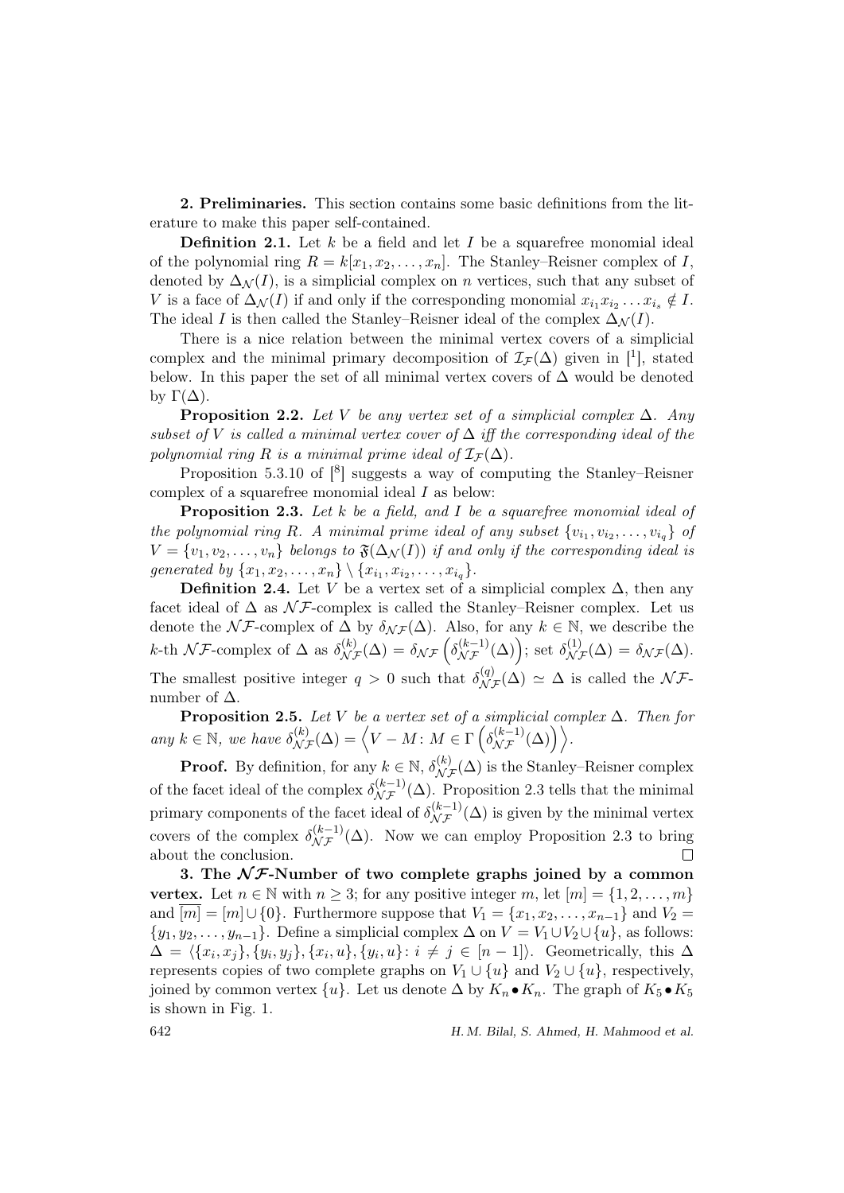**2. Preliminaries.** This section contains some basic definitions from the literature to make this paper self-contained.

**Definition 2.1.** Let $k$ be a field and let $I$ be a squarefree monomial ideal of the polynomial ring $R = k[x_1, x_2, \ldots, x_n]$. The Stanley–Reisner complex of $I$, denoted by $\Delta_{\mathcal{N}}(I)$, is a simplicial complex on $n$ vertices, such that any subset of $V$ is a face of $\Delta_{\mathcal{N}}(I)$ if and only if the corresponding monomial $x_{i_1}x_{i_2}\ldots x_{i_s} \notin I$. The ideal $I$ is then called the Stanley–Reisner ideal of the complex $\Delta_{\mathcal{N}}(I)$.

There is a nice relation between the minimal vertex covers of a simplicial complex and the minimal primary decomposition of $\mathcal{I}_{\mathcal{F}}(\Delta)$ given in [1], stated below. In this paper the set of all minimal vertex covers of $\Delta$ would be denoted by $\Gamma(\Delta)$.

**Proposition 2.2.** *Let $V$ be any vertex set of a simplicial complex $\Delta$. Any subset of $V$ is called a minimal vertex cover of $\Delta$ iff the corresponding ideal of the polynomial ring $R$ is a minimal prime ideal of $\mathcal{I}_{\mathcal{F}}(\Delta)$.*

Proposition 5.3.10 of [8] suggests a way of computing the Stanley–Reisner complex of a squarefree monomial ideal $I$ as below:

**Proposition 2.3.** *Let $k$ be a field, and $I$ be a squarefree monomial ideal of the polynomial ring $R$. A minimal prime ideal of any subset $\{v_{i_1}, v_{i_2}, \ldots, v_{i_q}\}$ of $V = \{v_1, v_2, \ldots, v_n\}$ belongs to $\mathfrak{F}(\Delta_{\mathcal{N}}(I))$ if and only if the corresponding ideal is generated by $\{x_1, x_2, \ldots, x_n\} \setminus \{x_{i_1}, x_{i_2}, \ldots, x_{i_q}\}$.*

**Definition 2.4.** Let $V$ be a vertex set of a simplicial complex $\Delta$, then any facet ideal of $\Delta$ as $\mathcal{NF}$-complex is called the Stanley–Reisner complex. Let us denote the $\mathcal{NF}$-complex of $\Delta$ by $\delta_{\mathcal{NF}}(\Delta)$. Also, for any $k \in \mathbb{N}$, we describe the $k$-th $\mathcal{NF}$-complex of $\Delta$ as $\delta_{\mathcal{NF}}^{(k)}(\Delta) = \delta_{\mathcal{NF}}\left(\delta_{\mathcal{NF}}^{(k-1)}(\Delta)\right)$; set $\delta_{\mathcal{NF}}^{(1)}(\Delta) = \delta_{\mathcal{NF}}(\Delta)$. The smallest positive integer $q > 0$ such that $\delta_{\mathcal{NF}}^{(q)}(\Delta) \simeq \Delta$ is called the $\mathcal{NF}$-number of $\Delta$.

**Proposition 2.5.** *Let $V$ be a vertex set of a simplicial complex $\Delta$. Then for any $k \in \mathbb{N}$, we have $\delta_{\mathcal{NF}}^{(k)}(\Delta) = \left\langle V - M \colon M \in \Gamma\left(\delta_{\mathcal{NF}}^{(k-1)}(\Delta)\right)\right\rangle$.*

**Proof.** By definition, for any $k \in \mathbb{N}$, $\delta_{\mathcal{NF}}^{(k)}(\Delta)$ is the Stanley–Reisner complex of the facet ideal of the complex $\delta_{\mathcal{NF}}^{(k-1)}(\Delta)$. Proposition 2.3 tells that the minimal primary components of the facet ideal of $\delta_{\mathcal{NF}}^{(k-1)}(\Delta)$ is given by the minimal vertex covers of the complex $\delta_{\mathcal{NF}}^{(k-1)}(\Delta)$. Now we can employ Proposition 2.3 to bring about the conclusion. $\square$

**3. The $\mathcal{NF}$-Number of two complete graphs joined by a common vertex.** Let $n \in \mathbb{N}$ with $n \geq 3$; for any positive integer $m$, let $[m] = \{1, 2, \ldots, m\}$ and $\overline{[m]} = [m] \cup \{0\}$. Furthermore suppose that $V_1 = \{x_1, x_2, \ldots, x_{n-1}\}$ and $V_2 = \{y_1, y_2, \ldots, y_{n-1}\}$. Define a simplicial complex $\Delta$ on $V = V_1 \cup V_2 \cup \{u\}$, as follows: $\Delta = \langle \{x_i, x_j\}, \{y_i, y_j\}, \{x_i, u\}, \{y_i, u\} \colon i \neq j \in [n-1] \rangle$. Geometrically, this $\Delta$ represents copies of two complete graphs on $V_1 \cup \{u\}$ and $V_2 \cup \{u\}$, respectively, joined by common vertex $\{u\}$. Let us denote $\Delta$ by $K_n \bullet K_n$. The graph of $K_5 \bullet K_5$ is shown in Fig. 1.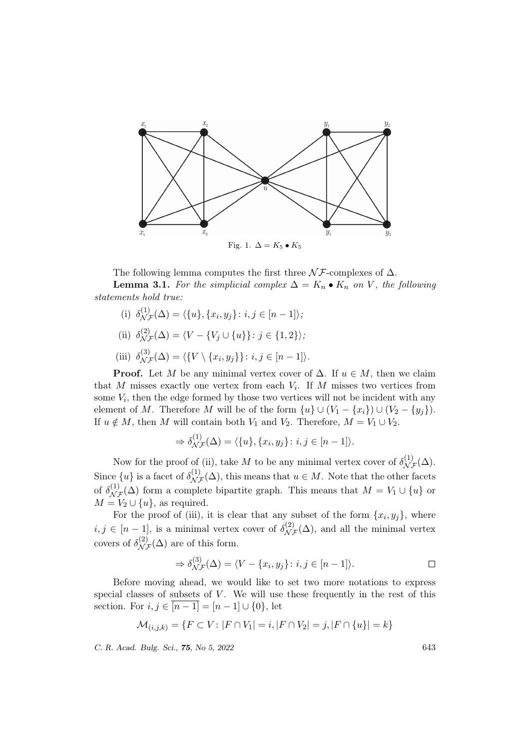Fig. 1. $\Delta = K_5 \bullet K_5$

The following lemma computes the first three $\mathcal{NF}$-complexes of $\Delta$.

**Lemma 3.1.** *For the simplicial complex $\Delta = K_n \bullet K_n$ on $V$, the following statements hold true:*

(i) $\delta^{(1)}_{\mathcal{NF}}(\Delta) = \langle \{u\}, \{x_i, y_j\} \colon i, j \in [n-1] \rangle$;

(ii) $\delta^{(2)}_{\mathcal{NF}}(\Delta) = \langle V - \{V_j \cup \{u\}\} \colon j \in \{1, 2\} \rangle$;

(iii) $\delta^{(3)}_{\mathcal{NF}}(\Delta) = \langle \{V \setminus \{x_i, y_j\}\} \colon i, j \in [n-1] \rangle$.

**Proof.** Let $M$ be any minimal vertex cover of $\Delta$. If $u \in M$, then we claim that $M$ misses exactly one vertex from each $V_i$. If $M$ misses two vertices from some $V_i$, then the edge formed by those two vertices will not be incident with any element of $M$. Therefore $M$ will be of the form $\{u\} \cup (V_1 - \{x_i\}) \cup (V_2 - \{y_j\})$. If $u \notin M$, then $M$ will contain both $V_1$ and $V_2$. Therefore, $M = V_1 \cup V_2$.

$$\Rightarrow \delta^{(1)}_{\mathcal{NF}}(\Delta) = \langle \{u\}, \{x_i, y_j\} \colon i, j \in [n-1] \rangle.$$

Now for the proof of (ii), take $M$ to be any minimal vertex cover of $\delta^{(1)}_{\mathcal{NF}}(\Delta)$. Since $\{u\}$ is a facet of $\delta^{(1)}_{\mathcal{NF}}(\Delta)$, this means that $u \in M$. Note that the other facets of $\delta^{(1)}_{\mathcal{NF}}(\Delta)$ form a complete bipartite graph. This means that $M = V_1 \cup \{u\}$ or $M = V_2 \cup \{u\}$, as required.

For the proof of (iii), it is clear that any subset of the form $\{x_i, y_j\}$, where $i, j \in [n-1]$, is a minimal vertex cover of $\delta^{(2)}_{\mathcal{NF}}(\Delta)$, and all the minimal vertex covers of $\delta^{(2)}_{\mathcal{NF}}(\Delta)$ are of this form.

$$\Rightarrow \delta^{(3)}_{\mathcal{NF}}(\Delta) = \langle V - \{x_i, y_j\} \colon i, j \in [n-1] \rangle. \qquad \square$$

Before moving ahead, we would like to set two more notations to express special classes of subsets of $V$. We will use these frequently in the rest of this section. For $i, j \in \overline{[n-1]} = [n-1] \cup \{0\}$, let

$$\mathcal{M}_{(i,j,k)} = \{F \subset V \colon |F \cap V_1| = i, |F \cap V_2| = j, |F \cap \{u\}| = k\}$$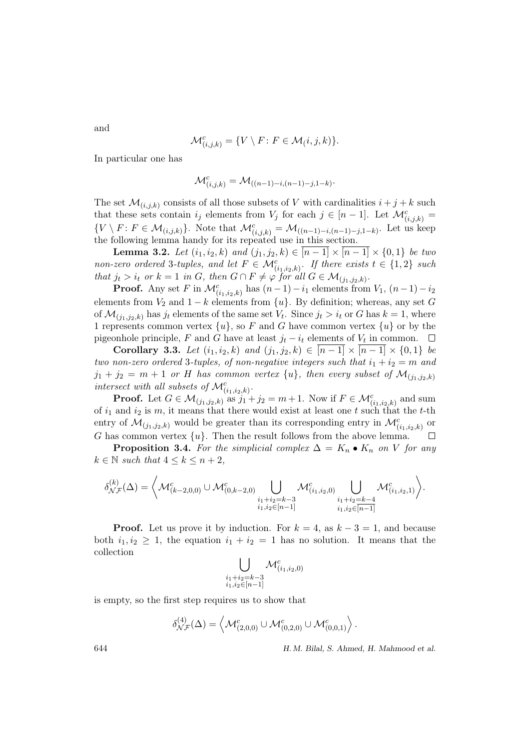and

$$\mathcal{M}^c_{(i,j,k)} = \{V \setminus F \colon F \in \mathcal{M}_(i,j,k)\}.$$

In particular one has

$$\mathcal{M}^c_{(i,j,k)} = \mathcal{M}_{((n-1)-i,(n-1)-j,1-k)}.$$

The set $\mathcal{M}_{(i,j,k)}$ consists of all those subsets of $V$ with cardinalities $i+j+k$ such that these sets contain $i_j$ elements from $V_j$ for each $j \in [n-1]$. Let $\mathcal{M}^c_{(i,j,k)} = \{V \setminus F \colon F \in \mathcal{M}_{(i,j,k)}\}$. Note that $\mathcal{M}^c_{(i,j,k)} = \mathcal{M}_{((n-1)-i,(n-1)-j,1-k)}$. Let us keep the following lemma handy for its repeated use in this section.

**Lemma 3.2.** *Let $(i_1, i_2, k)$ and $(j_1, j_2, k) \in \overline{[n-1]} \times \overline{[n-1]} \times \{0, 1\}$ be two non-zero ordered 3-tuples, and let $F \in \mathcal{M}^c_{(i_1,i_2,k)}$. If there exists $t \in \{1, 2\}$ such that $j_t > i_t$ or $k = 1$ in $G$, then $G \cap F \neq \varphi$ for all $G \in \mathcal{M}_{(j_1,j_2,k)}$.*

**Proof.** Any set $F$ in $\mathcal{M}^c_{(i_1,i_2,k)}$ has $(n-1)-i_1$ elements from $V_1$, $(n-1)-i_2$ elements from $V_2$ and $1-k$ elements from $\{u\}$. By definition; whereas, any set $G$ of $\mathcal{M}_{(j_1,j_2,k)}$ has $j_t$ elements of the same set $V_t$. Since $j_t > i_t$ or $G$ has $k = 1$, where 1 represents common vertex $\{u\}$, so $F$ and $G$ have common vertex $\{u\}$ or by the pigeonhole principle, $F$ and $G$ have at least $j_t - i_t$ elements of $V_t$ in common. $\square$

**Corollary 3.3.** *Let $(i_1, i_2, k)$ and $(j_1, j_2, k) \in \overline{[n-1]} \times \overline{[n-1]} \times \{0, 1\}$ be two non-zero ordered 3-tuples, of non-negative integers such that $i_1 + i_2 = m$ and $j_1 + j_2 = m + 1$ or $H$ has common vertex $\{u\}$, then every subset of $\mathcal{M}_{(j_1,j_2,k)}$ intersect with all subsets of $\mathcal{M}^c_{(i_1,i_2,k)}$.*

**Proof.** Let $G \in \mathcal{M}_{(j_1,j_2,k)}$ as $j_1+j_2 = m+1$. Now if $F \in \mathcal{M}^c_{(i_1,i_2,k)}$ and sum of $i_1$ and $i_2$ is $m$, it means that there would exist at least one $t$ such that the $t$-th entry of $\mathcal{M}_{(j_1,j_2,k)}$ would be greater than its corresponding entry in $\mathcal{M}^c_{(i_1,i_2,k)}$ or $G$ has common vertex $\{u\}$. Then the result follows from the above lemma. $\square$

**Proposition 3.4.** *For the simplicial complex $\Delta = K_n \bullet K_n$ on $V$ for any $k \in \mathbb{N}$ such that $4 \leq k \leq n + 2$,*

$$\delta^{(k)}_{\mathcal{NF}}(\Delta) = \left\langle \mathcal{M}^c_{(k-2,0,0)} \cup \mathcal{M}^c_{(0,k-2,0)} \bigcup_{\substack{i_1+i_2=k-3\\ i_1,i_2\in[n-1]}} \mathcal{M}^c_{(i_1,i_2,0)} \bigcup_{\substack{i_1+i_2=k-4\\ i_1,i_2\in\overline{[n-1]}}} \mathcal{M}^c_{(i_1,i_2,1)} \right\rangle.$$

**Proof.** Let us prove it by induction. For $k = 4$, as $k - 3 = 1$, and because both $i_1, i_2 \geq 1$, the equation $i_1 + i_2 = 1$ has no solution. It means that the collection

$$\bigcup_{\substack{i_1+i_2=k-3\\ i_1,i_2\in[n-1]}} \mathcal{M}^c_{(i_1,i_2,0)}$$

is empty, so the first step requires us to show that

$$\delta^{(4)}_{\mathcal{NF}}(\Delta) = \left\langle \mathcal{M}^c_{(2,0,0)} \cup \mathcal{M}^c_{(0,2,0)} \cup \mathcal{M}^c_{(0,0,1)} \right\rangle.$$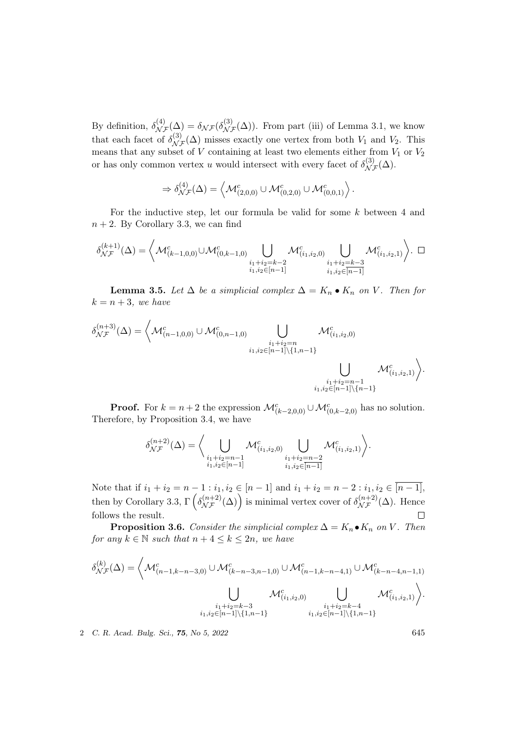By definition, $\delta^{(4)}_{\mathcal{NF}}(\Delta) = \delta_{\mathcal{NF}}(\delta^{(3)}_{\mathcal{NF}}(\Delta))$. From part (iii) of Lemma 3.1, we know that each facet of $\delta^{(3)}_{\mathcal{NF}}(\Delta)$ misses exactly one vertex from both $V_1$ and $V_2$. This means that any subset of $V$ containing at least two elements either from $V_1$ or $V_2$ or has only common vertex $u$ would intersect with every facet of $\delta^{(3)}_{\mathcal{NF}}(\Delta)$.

$$\Rightarrow \delta^{(4)}_{\mathcal{NF}}(\Delta) = \left\langle \mathcal{M}^c_{(2,0,0)} \cup \mathcal{M}^c_{(0,2,0)} \cup \mathcal{M}^c_{(0,0,1)} \right\rangle.$$

For the inductive step, let our formula be valid for some $k$ between 4 and $n+2$. By Corollary 3.3, we can find

$$\delta^{(k+1)}_{\mathcal{NF}}(\Delta) = \left\langle \mathcal{M}^c_{(k-1,0,0)} \cup \mathcal{M}^c_{(0,k-1,0)} \bigcup_{\substack{i_1+i_2=k-2 \\ i_1,i_2\in[n-1]}} \mathcal{M}^c_{(i_1,i_2,0)} \bigcup_{\substack{i_1+i_2=k-3 \\ i_1,i_2\in\overline{[n-1]}}} \mathcal{M}^c_{(i_1,i_2,1)} \right\rangle. \quad \square$$

**Lemma 3.5.** *Let $\Delta$ be a simplicial complex $\Delta = K_n \bullet K_n$ on $V$. Then for $k = n+3$, we have*

$$\delta^{(n+3)}_{\mathcal{NF}}(\Delta) = \left\langle \mathcal{M}^c_{(n-1,0,0)} \cup \mathcal{M}^c_{(0,n-1,0)} \bigcup_{\substack{i_1+i_2=n \\ i_1,i_2\in[n-1]\setminus\{1,n-1\}}} \mathcal{M}^c_{(i_1,i_2,0)} \bigcup_{\substack{i_1+i_2=n-1 \\ i_1,i_2\in[n-1]\setminus\{n-1\}}} \mathcal{M}^c_{(i_1,i_2,1)} \right\rangle.$$

**Proof.** For $k = n+2$ the expression $\mathcal{M}^c_{(k-2,0,0)} \cup \mathcal{M}^c_{(0,k-2,0)}$ has no solution. Therefore, by Proposition 3.4, we have

$$\delta^{(n+2)}_{\mathcal{NF}}(\Delta) = \left\langle \bigcup_{\substack{i_1+i_2=n-1 \\ i_1,i_2\in[n-1]}} \mathcal{M}^c_{(i_1,i_2,0)} \bigcup_{\substack{i_1+i_2=n-2 \\ i_1,i_2\in\overline{[n-1]}}} \mathcal{M}^c_{(i_1,i_2,1)} \right\rangle.$$

Note that if $i_1+i_2 = n-1 : i_1, i_2 \in [n-1]$ and $i_1+i_2 = n-2 : i_1, i_2 \in \overline{[n-1]}$, then by Corollary 3.3, $\Gamma\left(\delta^{(n+2)}_{\mathcal{NF}}(\Delta)\right)$ is minimal vertex cover of $\delta^{(n+2)}_{\mathcal{NF}}(\Delta)$. Hence follows the result. $\square$

**Proposition 3.6.** *Consider the simplicial complex $\Delta = K_n \bullet K_n$ on $V$. Then for any $k \in \mathbb{N}$ such that $n+4 \le k \le 2n$, we have*

$$\delta^{(k)}_{\mathcal{NF}}(\Delta) = \left\langle \mathcal{M}^c_{(n-1,k-n-3,0)} \cup \mathcal{M}^c_{(k-n-3,n-1,0)} \cup \mathcal{M}^c_{(n-1,k-n-4,1)} \cup \mathcal{M}^c_{(k-n-4,n-1,1)} \bigcup_{\substack{i_1+i_2=k-3 \\ i_1,i_2\in[n-1]\setminus\{1,n-1\}}} \mathcal{M}^c_{(i_1,i_2,0)} \bigcup_{\substack{i_1+i_2=k-4 \\ i_1,i_2\in[n-1]\setminus\{1,n-1\}}} \mathcal{M}^c_{(i_1,i_2,1)} \right\rangle.$$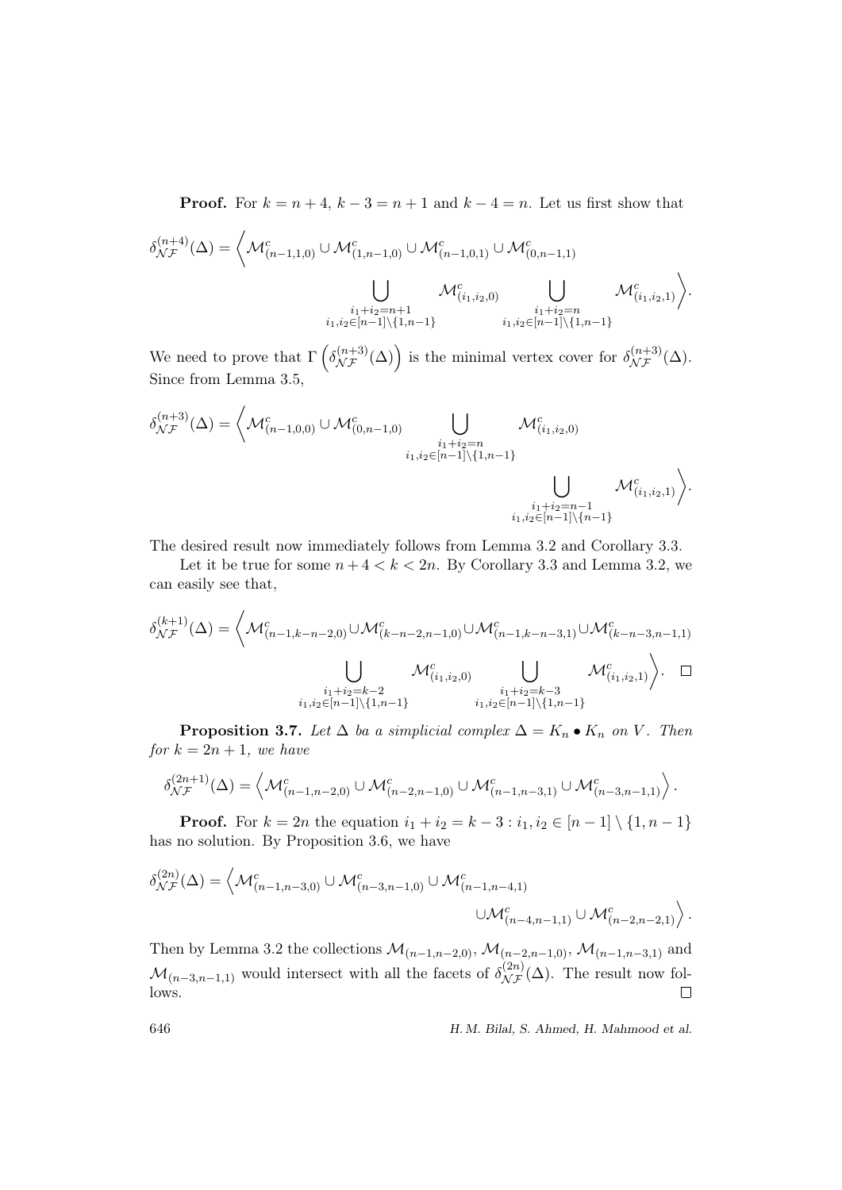**Proof.** For $k = n+4$, $k-3 = n+1$ and $k-4 = n$. Let us first show that

$$\delta_{\mathcal{NF}}^{(n+4)}(\Delta) = \Big\langle \mathcal{M}^c_{(n-1,1,0)} \cup \mathcal{M}^c_{(1,n-1,0)} \cup \mathcal{M}^c_{(n-1,0,1)} \cup \mathcal{M}^c_{(0,n-1,1)} \bigcup_{\substack{i_1+i_2=n+1\\ i_1,i_2\in[n-1]\setminus\{1,n-1\}}} \mathcal{M}^c_{(i_1,i_2,0)} \bigcup_{\substack{i_1+i_2=n\\ i_1,i_2\in[n-1]\setminus\{1,n-1\}}} \mathcal{M}^c_{(i_1,i_2,1)} \Big\rangle.$$

We need to prove that $\Gamma\left(\delta_{\mathcal{NF}}^{(n+3)}(\Delta)\right)$ is the minimal vertex cover for $\delta_{\mathcal{NF}}^{(n+3)}(\Delta)$. Since from Lemma 3.5,

$$\delta_{\mathcal{NF}}^{(n+3)}(\Delta) = \Big\langle \mathcal{M}^c_{(n-1,0,0)} \cup \mathcal{M}^c_{(0,n-1,0)} \bigcup_{\substack{i_1+i_2=n\\ i_1,i_2\in[n-1]\setminus\{1,n-1\}}} \mathcal{M}^c_{(i_1,i_2,0)} \bigcup_{\substack{i_1+i_2=n-1\\ i_1,i_2\in[n-1]\setminus\{n-1\}}} \mathcal{M}^c_{(i_1,i_2,1)} \Big\rangle.$$

The desired result now immediately follows from Lemma 3.2 and Corollary 3.3.

Let it be true for some $n+4 < k < 2n$. By Corollary 3.3 and Lemma 3.2, we can easily see that,

$$\delta_{\mathcal{NF}}^{(k+1)}(\Delta) = \Big\langle \mathcal{M}^c_{(n-1,k-n-2,0)} \cup \mathcal{M}^c_{(k-n-2,n-1,0)} \cup \mathcal{M}^c_{(n-1,k-n-3,1)} \cup \mathcal{M}^c_{(k-n-3,n-1,1)} \bigcup_{\substack{i_1+i_2=k-2\\ i_1,i_2\in[n-1]\setminus\{1,n-1\}}} \mathcal{M}^c_{(i_1,i_2,0)} \bigcup_{\substack{i_1+i_2=k-3\\ i_1,i_2\in[n-1]\setminus\{1,n-1\}}} \mathcal{M}^c_{(i_1,i_2,1)} \Big\rangle. \quad \square$$

**Proposition 3.7.** *Let $\Delta$ ba a simplicial complex $\Delta = K_n \bullet K_n$ on $V$. Then for $k = 2n+1$, we have*

$$\delta_{\mathcal{NF}}^{(2n+1)}(\Delta) = \left\langle \mathcal{M}^c_{(n-1,n-2,0)} \cup \mathcal{M}^c_{(n-2,n-1,0)} \cup \mathcal{M}^c_{(n-1,n-3,1)} \cup \mathcal{M}^c_{(n-3,n-1,1)} \right\rangle.$$

**Proof.** For $k = 2n$ the equation $i_1 + i_2 = k-3 : i_1, i_2 \in [n-1] \setminus \{1, n-1\}$ has no solution. By Proposition 3.6, we have

$$\delta_{\mathcal{NF}}^{(2n)}(\Delta) = \left\langle \mathcal{M}^c_{(n-1,n-3,0)} \cup \mathcal{M}^c_{(n-3,n-1,0)} \cup \mathcal{M}^c_{(n-1,n-4,1)} \cup \mathcal{M}^c_{(n-4,n-1,1)} \cup \mathcal{M}^c_{(n-2,n-2,1)} \right\rangle.$$

Then by Lemma 3.2 the collections $\mathcal{M}_{(n-1,n-2,0)}$, $\mathcal{M}_{(n-2,n-1,0)}$, $\mathcal{M}_{(n-1,n-3,1)}$ and $\mathcal{M}_{(n-3,n-1,1)}$ would intersect with all the facets of $\delta_{\mathcal{NF}}^{(2n)}(\Delta)$. The result now follows. $\square$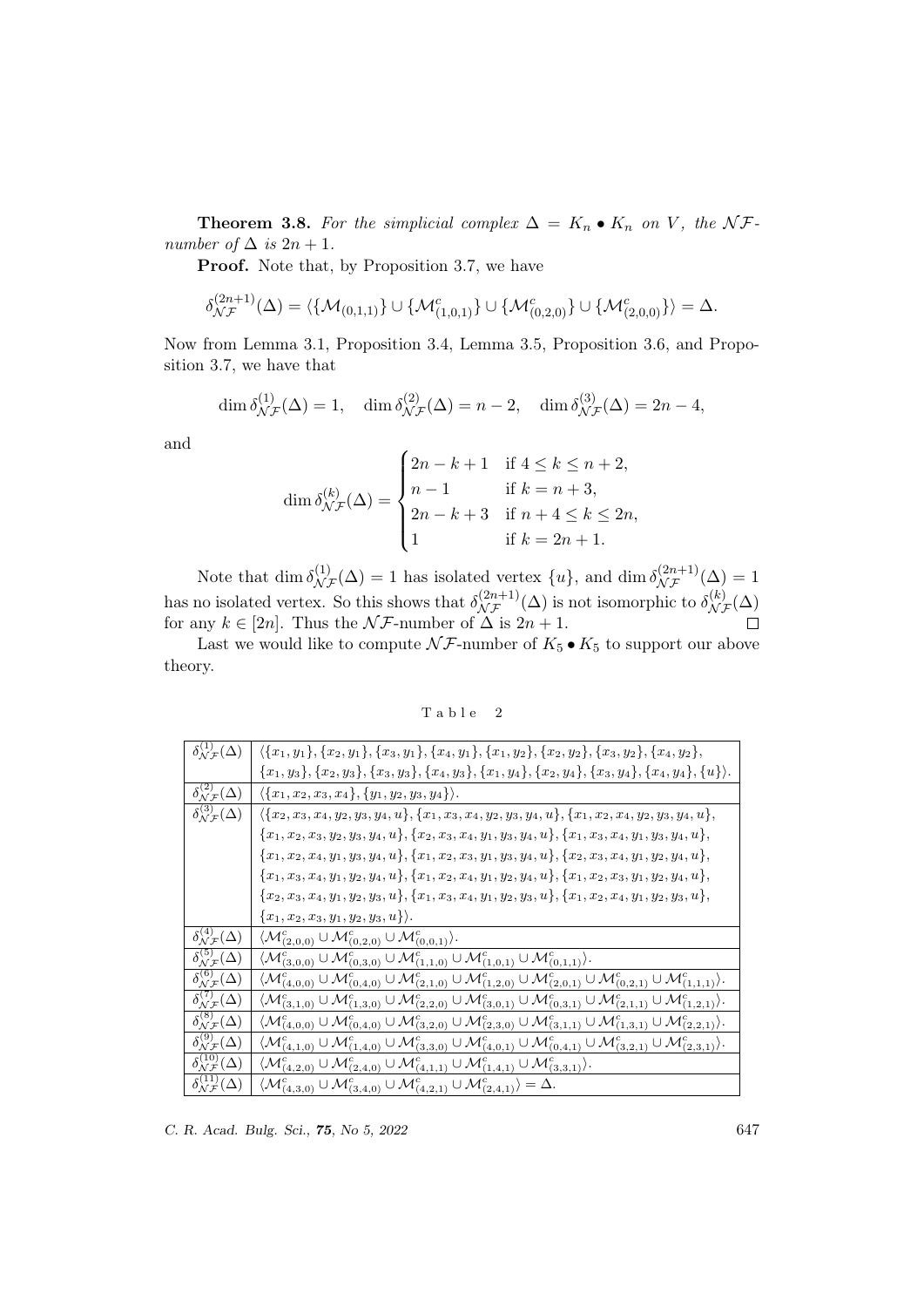**Theorem 3.8.** *For the simplicial complex $\Delta = K_n \bullet K_n$ on $V$, the $\mathcal{NF}$-number of $\Delta$ is $2n+1$.*

**Proof.** Note that, by Proposition 3.7, we have

$$\delta_{\mathcal{NF}}^{(2n+1)}(\Delta) = \langle \{\mathcal{M}_{(0,1,1)}\} \cup \{\mathcal{M}^c_{(1,0,1)}\} \cup \{\mathcal{M}^c_{(0,2,0)}\} \cup \{\mathcal{M}^c_{(2,0,0)}\} \rangle = \Delta.$$

Now from Lemma 3.1, Proposition 3.4, Lemma 3.5, Proposition 3.6, and Proposition 3.7, we have that

$$\dim \delta_{\mathcal{NF}}^{(1)}(\Delta) = 1, \quad \dim \delta_{\mathcal{NF}}^{(2)}(\Delta) = n-2, \quad \dim \delta_{\mathcal{NF}}^{(3)}(\Delta) = 2n-4,$$

and

$$\dim \delta_{\mathcal{NF}}^{(k)}(\Delta) = \begin{cases} 2n-k+1 & \text{if } 4 \leq k \leq n+2, \\ n-1 & \text{if } k = n+3, \\ 2n-k+3 & \text{if } n+4 \leq k \leq 2n, \\ 1 & \text{if } k = 2n+1. \end{cases}$$

Note that $\dim \delta_{\mathcal{NF}}^{(1)}(\Delta) = 1$ has isolated vertex $\{u\}$, and $\dim \delta_{\mathcal{NF}}^{(2n+1)}(\Delta) = 1$ has no isolated vertex. So this shows that $\delta_{\mathcal{NF}}^{(2n+1)}(\Delta)$ is not isomorphic to $\delta_{\mathcal{NF}}^{(k)}(\Delta)$ for any $k \in [2n]$. Thus the $\mathcal{NF}$-number of $\Delta$ is $2n+1$. $\square$

Last we would like to compute $\mathcal{NF}$-number of $K_5 \bullet K_5$ to support our above theory.

Table 2

| | |
|---|---|
| $\delta_{\mathcal{NF}}^{(1)}(\Delta)$ | $\langle \{x_1,y_1\},\{x_2,y_1\},\{x_3,y_1\},\{x_4,y_1\},\{x_1,y_2\},\{x_2,y_2\},\{x_3,y_2\},\{x_4,y_2\},$ $\{x_1,y_3\},\{x_2,y_3\},\{x_3,y_3\},\{x_4,y_3\},\{x_1,y_4\},\{x_2,y_4\},\{x_3,y_4\},\{x_4,y_4\},\{u\} \rangle$. |
| $\delta_{\mathcal{NF}}^{(2)}(\Delta)$ | $\langle \{x_1,x_2,x_3,x_4\},\{y_1,y_2,y_3,y_4\} \rangle$. |
| $\delta_{\mathcal{NF}}^{(3)}(\Delta)$ | $\langle \{x_2,x_3,x_4,y_2,y_3,y_4,u\},\{x_1,x_3,x_4,y_2,y_3,y_4,u\},\{x_1,x_2,x_4,y_2,y_3,y_4,u\},$ $\{x_1,x_2,x_3,y_2,y_3,y_4,u\},\{x_2,x_3,x_4,y_1,y_3,y_4,u\},\{x_1,x_3,x_4,y_1,y_3,y_4,u\},$ $\{x_1,x_2,x_4,y_1,y_3,y_4,u\},\{x_1,x_2,x_3,y_1,y_3,y_4,u\},\{x_2,x_3,x_4,y_1,y_2,y_4,u\},$ $\{x_1,x_3,x_4,y_1,y_2,y_4,u\},\{x_1,x_2,x_4,y_1,y_2,y_4,u\},\{x_1,x_2,x_3,y_1,y_2,y_4,u\},$ $\{x_2,x_3,x_4,y_1,y_2,y_3,u\},\{x_1,x_3,x_4,y_1,y_2,y_3,u\},\{x_1,x_2,x_4,y_1,y_2,y_3,u\},$ $\{x_1,x_2,x_3,y_1,y_2,y_3,u\} \rangle$. |
| $\delta_{\mathcal{NF}}^{(4)}(\Delta)$ | $\langle \mathcal{M}^c_{(2,0,0)} \cup \mathcal{M}^c_{(0,2,0)} \cup \mathcal{M}^c_{(0,0,1)} \rangle$. |
| $\delta_{\mathcal{NF}}^{(5)}(\Delta)$ | $\langle \mathcal{M}^c_{(3,0,0)} \cup \mathcal{M}^c_{(0,3,0)} \cup \mathcal{M}^c_{(1,1,0)} \cup \mathcal{M}^c_{(1,0,1)} \cup \mathcal{M}^c_{(0,1,1)} \rangle$. |
| $\delta_{\mathcal{NF}}^{(6)}(\Delta)$ | $\langle \mathcal{M}^c_{(4,0,0)} \cup \mathcal{M}^c_{(0,4,0)} \cup \mathcal{M}^c_{(2,1,0)} \cup \mathcal{M}^c_{(1,2,0)} \cup \mathcal{M}^c_{(2,0,1)} \cup \mathcal{M}^c_{(0,2,1)} \cup \mathcal{M}^c_{(1,1,1)} \rangle$. |
| $\delta_{\mathcal{NF}}^{(7)}(\Delta)$ | $\langle \mathcal{M}^c_{(3,1,0)} \cup \mathcal{M}^c_{(1,3,0)} \cup \mathcal{M}^c_{(2,2,0)} \cup \mathcal{M}^c_{(3,0,1)} \cup \mathcal{M}^c_{(0,3,1)} \cup \mathcal{M}^c_{(2,1,1)} \cup \mathcal{M}^c_{(1,2,1)} \rangle$. |
| $\delta_{\mathcal{NF}}^{(8)}(\Delta)$ | $\langle \mathcal{M}^c_{(4,0,0)} \cup \mathcal{M}^c_{(0,4,0)} \cup \mathcal{M}^c_{(3,2,0)} \cup \mathcal{M}^c_{(2,3,0)} \cup \mathcal{M}^c_{(3,1,1)} \cup \mathcal{M}^c_{(1,3,1)} \cup \mathcal{M}^c_{(2,2,1)} \rangle$. |
| $\delta_{\mathcal{NF}}^{(9)}(\Delta)$ | $\langle \mathcal{M}^c_{(4,1,0)} \cup \mathcal{M}^c_{(1,4,0)} \cup \mathcal{M}^c_{(3,3,0)} \cup \mathcal{M}^c_{(4,0,1)} \cup \mathcal{M}^c_{(0,4,1)} \cup \mathcal{M}^c_{(3,2,1)} \cup \mathcal{M}^c_{(2,3,1)} \rangle$. |
| $\delta_{\mathcal{NF}}^{(10)}(\Delta)$ | $\langle \mathcal{M}^c_{(4,2,0)} \cup \mathcal{M}^c_{(2,4,0)} \cup \mathcal{M}^c_{(4,1,1)} \cup \mathcal{M}^c_{(1,4,1)} \cup \mathcal{M}^c_{(3,3,1)} \rangle$. |
| $\delta_{\mathcal{NF}}^{(11)}(\Delta)$ | $\langle \mathcal{M}^c_{(4,3,0)} \cup \mathcal{M}^c_{(3,4,0)} \cup \mathcal{M}^c_{(4,2,1)} \cup \mathcal{M}^c_{(2,4,1)} \rangle = \Delta$. |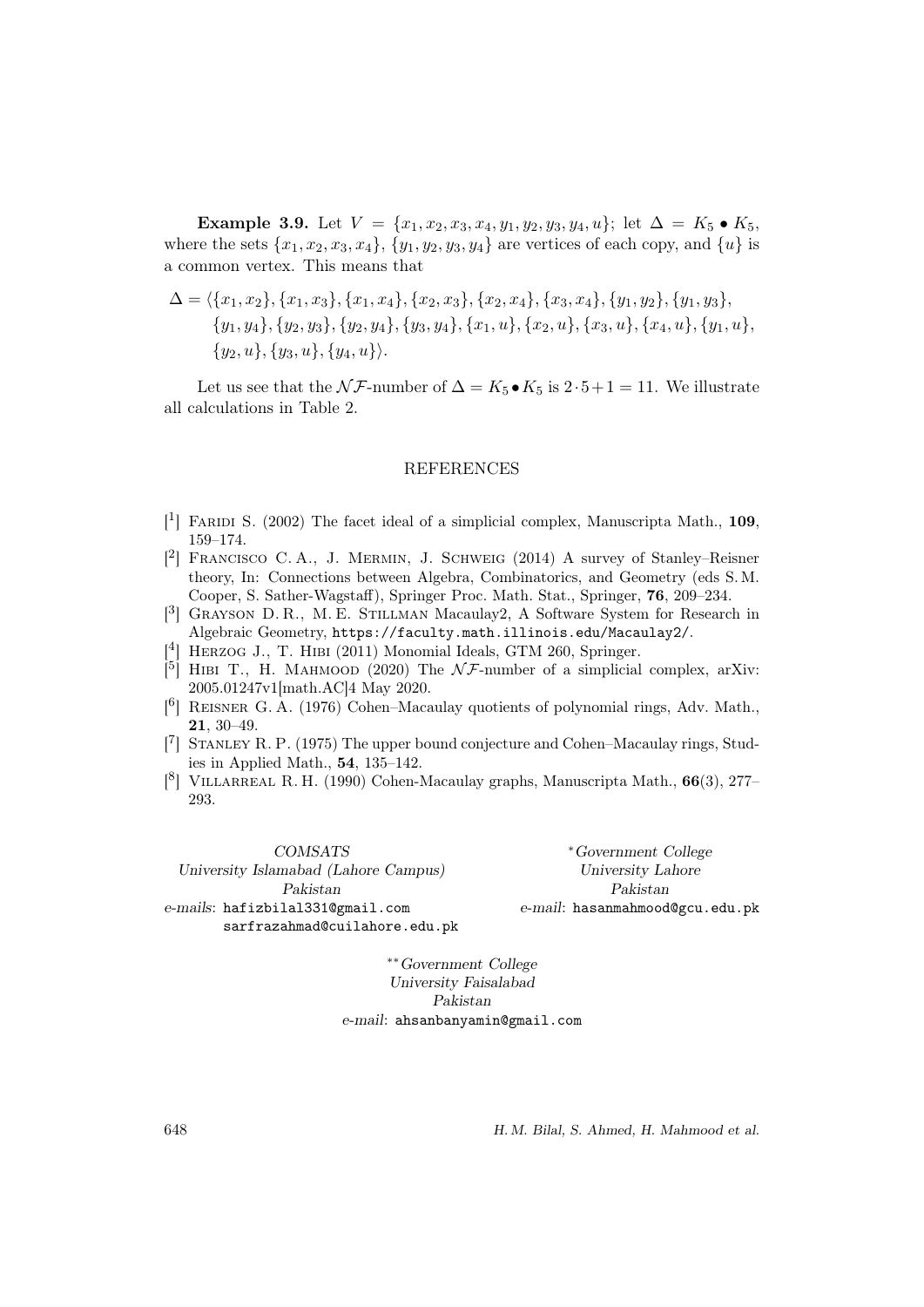**Example 3.9.** Let $V = \{x_1, x_2, x_3, x_4, y_1, y_2, y_3, y_4, u\}$; let $\Delta = K_5 \bullet K_5$, where the sets $\{x_1, x_2, x_3, x_4\}$, $\{y_1, y_2, y_3, y_4\}$ are vertices of each copy, and $\{u\}$ is a common vertex. This means that

$$
\begin{aligned}
\Delta = \langle & \{x_1, x_2\}, \{x_1, x_3\}, \{x_1, x_4\}, \{x_2, x_3\}, \{x_2, x_4\}, \{x_3, x_4\}, \{y_1, y_2\}, \{y_1, y_3\}, \\
& \{y_1, y_4\}, \{y_2, y_3\}, \{y_2, y_4\}, \{y_3, y_4\}, \{x_1, u\}, \{x_2, u\}, \{x_3, u\}, \{x_4, u\}, \{y_1, u\}, \\
& \{y_2, u\}, \{y_3, u\}, \{y_4, u\}\rangle.
\end{aligned}
$$

Let us see that the $\mathcal{NF}$-number of $\Delta = K_5 \bullet K_5$ is $2 \cdot 5 + 1 = 11$. We illustrate all calculations in Table 2.

## REFERENCES

[1] Faridi S. (2002) The facet ideal of a simplicial complex, Manuscripta Math., **109**, 159–174.

[2] Francisco C. A., J. Mermin, J. Schweig (2014) A survey of Stanley–Reisner theory, In: Connections between Algebra, Combinatorics, and Geometry (eds S. M. Cooper, S. Sather-Wagstaff), Springer Proc. Math. Stat., Springer, **76**, 209–234.

[3] Grayson D. R., M. E. Stillman Macaulay2, A Software System for Research in Algebraic Geometry, https://faculty.math.illinois.edu/Macaulay2/.

[4] Herzog J., T. Hibi (2011) Monomial Ideals, GTM 260, Springer.

[5] Hibi T., H. Mahmood (2020) The $\mathcal{NF}$-number of a simplicial complex, arXiv: 2005.01247v1[math.AC]4 May 2020.

[6] Reisner G. A. (1976) Cohen–Macaulay quotients of polynomial rings, Adv. Math., **21**, 30–49.

[7] Stanley R. P. (1975) The upper bound conjecture and Cohen–Macaulay rings, Studies in Applied Math., **54**, 135–142.

[8] Villarreal R. H. (1990) Cohen-Macaulay graphs, Manuscripta Math., **66**(3), 277–293.

*COMSATS*
*University Islamabad (Lahore Campus)*
*Pakistan*
*e-mails*: hafizbilal331@gmail.com
sarfrazahmad@cuilahore.edu.pk

*\*Government College*
*University Lahore*
*Pakistan*
*e-mail*: hasanmahmood@gcu.edu.pk

*\*\*Government College*
*University Faisalabad*
*Pakistan*
*e-mail*: ahsanbanyamin@gmail.com